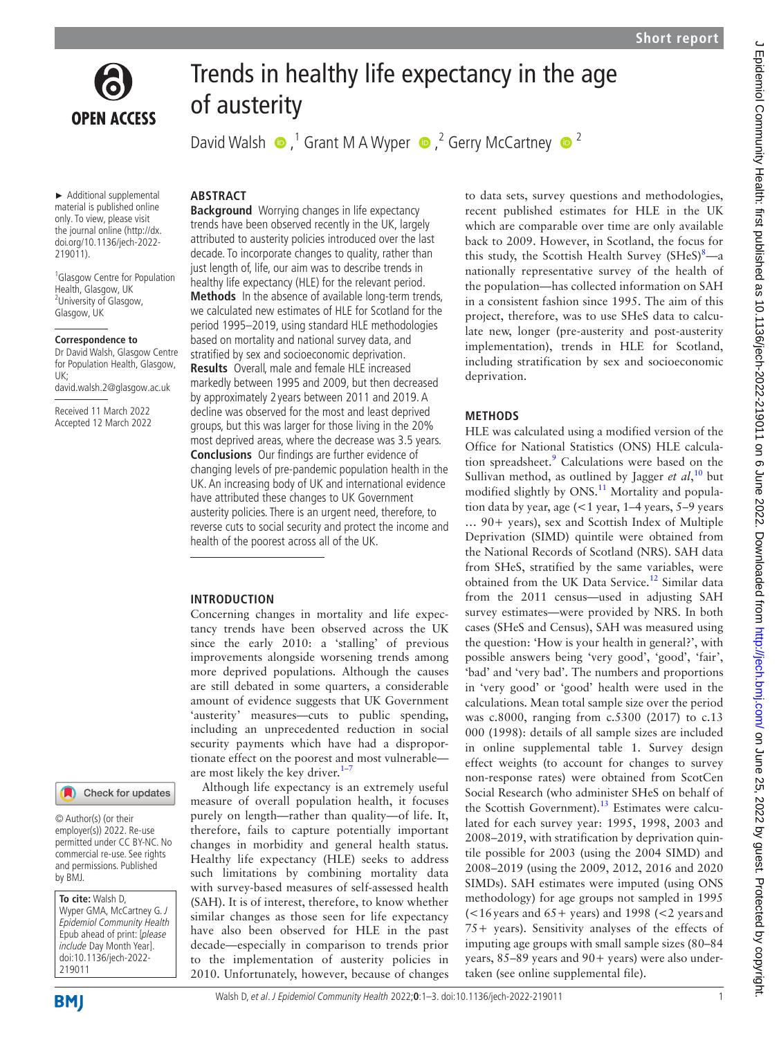# Trends in healthy life expectancy in the age of austerity

David Walsh [1], Grant M A Wyper [2], Gerry McCartney [2]

► Additional supplemental material is published online only. To view, please visit the journal online (http://dx.doi.org/10.1136/jech-2022-219011).

[1]Glasgow Centre for Population Health, Glasgow, UK
[2]University of Glasgow, Glasgow, UK

**Correspondence to**
Dr David Walsh, Glasgow Centre for Population Health, Glasgow, UK;
david.walsh.2@glasgow.ac.uk

Received 11 March 2022
Accepted 12 March 2022

© Author(s) (or their employer(s)) 2022. Re-use permitted under CC BY-NC. No commercial re-use. See rights and permissions. Published by BMJ.

**To cite:** Walsh D, Wyper GMA, McCartney G. *J Epidemiol Community Health* Epub ahead of print: [*please include* Day Month Year]. doi:10.1136/jech-2022-219011

## ABSTRACT

**Background** Worrying changes in life expectancy trends have been observed recently in the UK, largely attributed to austerity policies introduced over the last decade. To incorporate changes to quality, rather than just length of, life, our aim was to describe trends in healthy life expectancy (HLE) for the relevant period.

**Methods** In the absence of available long-term trends, we calculated new estimates of HLE for Scotland for the period 1995–2019, using standard HLE methodologies based on mortality and national survey data, and stratified by sex and socioeconomic deprivation.

**Results** Overall, male and female HLE increased markedly between 1995 and 2009, but then decreased by approximately 2 years between 2011 and 2019. A decline was observed for the most and least deprived groups, but this was larger for those living in the 20% most deprived areas, where the decrease was 3.5 years.

**Conclusions** Our findings are further evidence of changing levels of pre-pandemic population health in the UK. An increasing body of UK and international evidence have attributed these changes to UK Government austerity policies. There is an urgent need, therefore, to reverse cuts to social security and protect the income and health of the poorest across all of the UK.

## INTRODUCTION

Concerning changes in mortality and life expectancy trends have been observed across the UK since the early 2010: a 'stalling' of previous improvements alongside worsening trends among more deprived populations. Although the causes are still debated in some quarters, a considerable amount of evidence suggests that UK Government 'austerity' measures—cuts to public spending, including an unprecedented reduction in social security payments which have had a disproportionate effect on the poorest and most vulnerable—are most likely the key driver.[1–7]

Although life expectancy is an extremely useful measure of overall population health, it focuses purely on length—rather than quality—of life. It, therefore, fails to capture potentially important changes in morbidity and general health status. Healthy life expectancy (HLE) seeks to address such limitations by combining mortality data with survey-based measures of self-assessed health (SAH). It is of interest, therefore, to know whether similar changes as those seen for life expectancy have also been observed for HLE in the past decade—especially in comparison to trends prior to the implementation of austerity policies in 2010. Unfortunately, however, because of changes to data sets, survey questions and methodologies, recent published estimates for HLE in the UK which are comparable over time are only available back to 2009. However, in Scotland, the focus for this study, the Scottish Health Survey (SHeS)[8]—a nationally representative survey of the health of the population—has collected information on SAH in a consistent fashion since 1995. The aim of this project, therefore, was to use SHeS data to calculate new, longer (pre-austerity and post-austerity implementation), trends in HLE for Scotland, including stratification by sex and socioeconomic deprivation.

## METHODS

HLE was calculated using a modified version of the Office for National Statistics (ONS) HLE calculation spreadsheet.[9] Calculations were based on the Sullivan method, as outlined by Jagger *et al*,[10] but modified slightly by ONS.[11] Mortality and population data by year, age (<1 year, 1–4 years, 5–9 years … 90+ years), sex and Scottish Index of Multiple Deprivation (SIMD) quintile were obtained from the National Records of Scotland (NRS). SAH data from SHeS, stratified by the same variables, were obtained from the UK Data Service.[12] Similar data from the 2011 census—used in adjusting SAH survey estimates—were provided by NRS. In both cases (SHeS and Census), SAH was measured using the question: 'How is your health in general?', with possible answers being 'very good', 'good', 'fair', 'bad' and 'very bad'. The numbers and proportions in 'very good' or 'good' health were used in the calculations. Mean total sample size over the period was c.8000, ranging from c.5300 (2017) to c.13 000 (1998): details of all sample sizes are included in online supplemental table 1. Survey design effect weights (to account for changes to survey non-response rates) were obtained from ScotCen Social Research (who administer SHeS on behalf of the Scottish Government).[13] Estimates were calculated for each survey year: 1995, 1998, 2003 and 2008–2019, with stratification by deprivation quintile possible for 2003 (using the 2004 SIMD) and 2008–2019 (using the 2009, 2012, 2016 and 2020 SIMDs). SAH estimates were imputed (using ONS methodology) for age groups not sampled in 1995 (<16 years and 65+ years) and 1998 (<2 years and 75+ years). Sensitivity analyses of the effects of imputing age groups with small sample sizes (80–84 years, 85–89 years and 90+ years) were also undertaken (see online supplemental file).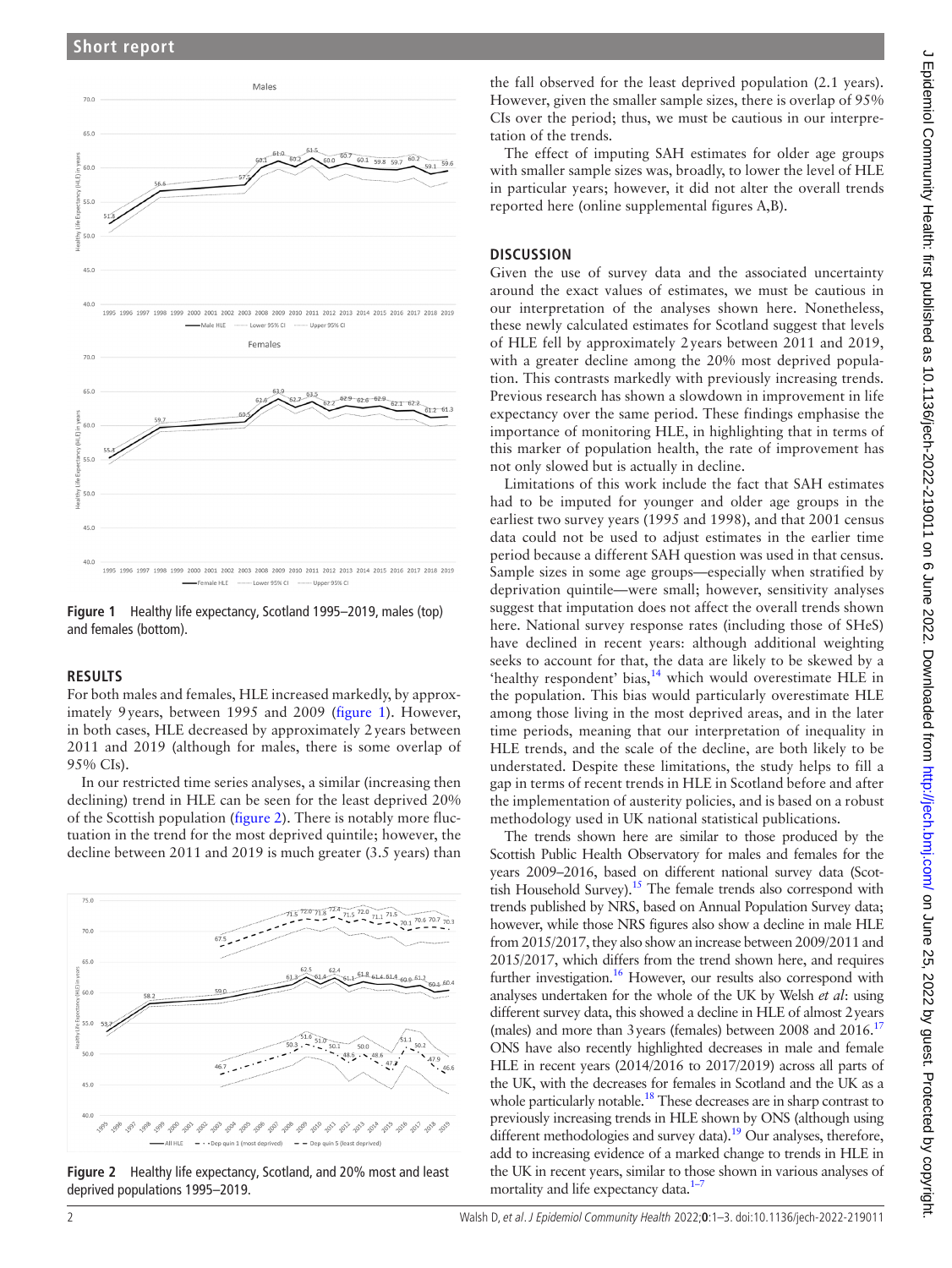**Figure 1** Healthy life expectancy, Scotland 1995–2019, males (top) and females (bottom).

## RESULTS

For both males and females, HLE increased markedly, by approximately 9 years, between 1995 and 2009 (figure 1). However, in both cases, HLE decreased by approximately 2 years between 2011 and 2019 (although for males, there is some overlap of 95% CIs).

In our restricted time series analyses, a similar (increasing then declining) trend in HLE can be seen for the least deprived 20% of the Scottish population (figure 2). There is notably more fluctuation in the trend for the most deprived quintile; however, the decline between 2011 and 2019 is much greater (3.5 years) than the fall observed for the least deprived population (2.1 years). However, given the smaller sample sizes, there is overlap of 95% CIs over the period; thus, we must be cautious in our interpretation of the trends.

The effect of imputing SAH estimates for older age groups with smaller sample sizes was, broadly, to lower the level of HLE in particular years; however, it did not alter the overall trends reported here (online supplemental figures A,B).

**Figure 2** Healthy life expectancy, Scotland, and 20% most and least deprived populations 1995–2019.

## DISCUSSION

Given the use of survey data and the associated uncertainty around the exact values of estimates, we must be cautious in our interpretation of the analyses shown here. Nonetheless, these newly calculated estimates for Scotland suggest that levels of HLE fell by approximately 2 years between 2011 and 2019, with a greater decline among the 20% most deprived population. This contrasts markedly with previously increasing trends. Previous research has shown a slowdown in improvement in life expectancy over the same period. These findings emphasise the importance of monitoring HLE, in highlighting that in terms of this marker of population health, the rate of improvement has not only slowed but is actually in decline.

Limitations of this work include the fact that SAH estimates had to be imputed for younger and older age groups in the earliest two survey years (1995 and 1998), and that 2001 census data could not be used to adjust estimates in the earlier time period because a different SAH question was used in that census. Sample sizes in some age groups—especially when stratified by deprivation quintile—were small; however, sensitivity analyses suggest that imputation does not affect the overall trends shown here. National survey response rates (including those of SHeS) have declined in recent years: although additional weighting seeks to account for that, the data are likely to be skewed by a 'healthy respondent' bias,[14] which would overestimate HLE in the population. This bias would particularly overestimate HLE among those living in the most deprived areas, and in the later time periods, meaning that our interpretation of inequality in HLE trends, and the scale of the decline, are both likely to be understated. Despite these limitations, the study helps to fill a gap in terms of recent trends in HLE in Scotland before and after the implementation of austerity policies, and is based on a robust methodology used in UK national statistical publications.

The trends shown here are similar to those produced by the Scottish Public Health Observatory for males and females for the years 2009–2016, based on different national survey data (Scottish Household Survey).[15] The female trends also correspond with trends published by NRS, based on Annual Population Survey data; however, while those NRS figures also show a decline in male HLE from 2015/2017, they also show an increase between 2009/2011 and 2015/2017, which differs from the trend shown here, and requires further investigation.[16] However, our results also correspond with analyses undertaken for the whole of the UK by Welsh *et al*: using different survey data, this showed a decline in HLE of almost 2 years (males) and more than 3 years (females) between 2008 and 2016.[17] ONS have also recently highlighted decreases in male and female HLE in recent years (2014/2016 to 2017/2019) across all parts of the UK, with the decreases for females in Scotland and the UK as a whole particularly notable.[18] These decreases are in sharp contrast to previously increasing trends in HLE shown by ONS (although using different methodologies and survey data).[19] Our analyses, therefore, add to increasing evidence of a marked change to trends in HLE in the UK in recent years, similar to those shown in various analyses of mortality and life expectancy data.[1–7]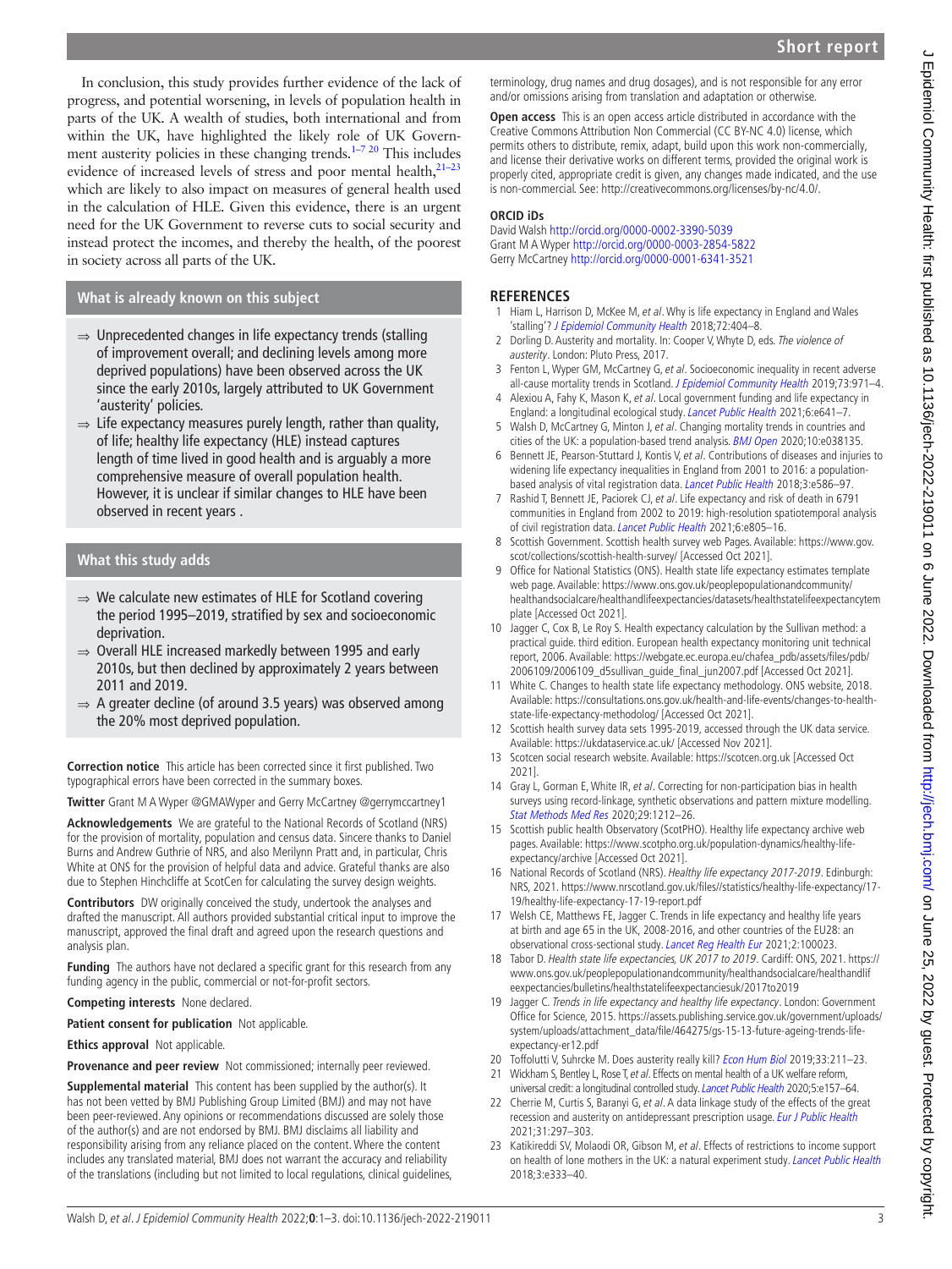In conclusion, this study provides further evidence of the lack of progress, and potential worsening, in levels of population health in parts of the UK. A wealth of studies, both international and from within the UK, have highlighted the likely role of UK Government austerity policies in these changing trends.[1–7 20] This includes evidence of increased levels of stress and poor mental health,[21–23] which are likely to also impact on measures of general health used in the calculation of HLE. Given this evidence, there is an urgent need for the UK Government to reverse cuts to social security and instead protect the incomes, and thereby the health, of the poorest in society across all parts of the UK.

### What is already known on this subject

- ⇒ Unprecedented changes in life expectancy trends (stalling of improvement overall; and declining levels among more deprived populations) have been observed across the UK since the early 2010s, largely attributed to UK Government 'austerity' policies.
- ⇒ Life expectancy measures purely length, rather than quality, of life; healthy life expectancy (HLE) instead captures length of time lived in good health and is arguably a more comprehensive measure of overall population health. However, it is unclear if similar changes to HLE have been observed in recent years .

### What this study adds

- ⇒ We calculate new estimates of HLE for Scotland covering the period 1995–2019, stratified by sex and socioeconomic deprivation.
- ⇒ Overall HLE increased markedly between 1995 and early 2010s, but then declined by approximately 2 years between 2011 and 2019.
- ⇒ A greater decline (of around 3.5 years) was observed among the 20% most deprived population.

**Correction notice** This article has been corrected since it first published. Two typographical errors have been corrected in the summary boxes.

**Twitter** Grant M A Wyper @GMAWyper and Gerry McCartney @gerrymccartney1

**Acknowledgements** We are grateful to the National Records of Scotland (NRS) for the provision of mortality, population and census data. Sincere thanks to Daniel Burns and Andrew Guthrie of NRS, and also Merilynn Pratt and, in particular, Chris White at ONS for the provision of helpful data and advice. Grateful thanks are also due to Stephen Hinchcliffe at ScotCen for calculating the survey design weights.

**Contributors** DW originally conceived the study, undertook the analyses and drafted the manuscript. All authors provided substantial critical input to improve the manuscript, approved the final draft and agreed upon the research questions and analysis plan.

**Funding** The authors have not declared a specific grant for this research from any funding agency in the public, commercial or not-for-profit sectors.

**Competing interests** None declared.

**Patient consent for publication** Not applicable.

**Ethics approval** Not applicable.

**Provenance and peer review** Not commissioned; internally peer reviewed.

**Supplemental material** This content has been supplied by the author(s). It has not been vetted by BMJ Publishing Group Limited (BMJ) and may not have been peer-reviewed. Any opinions or recommendations discussed are solely those of the author(s) and are not endorsed by BMJ. BMJ disclaims all liability and responsibility arising from any reliance placed on the content. Where the content includes any translated material, BMJ does not warrant the accuracy and reliability of the translations (including but not limited to local regulations, clinical guidelines, terminology, drug names and drug dosages), and is not responsible for any error and/or omissions arising from translation and adaptation or otherwise.

**Open access** This is an open access article distributed in accordance with the Creative Commons Attribution Non Commercial (CC BY-NC 4.0) license, which permits others to distribute, remix, adapt, build upon this work non-commercially, and license their derivative works on different terms, provided the original work is properly cited, appropriate credit is given, any changes made indicated, and the use is non-commercial. See: http://creativecommons.org/licenses/by-nc/4.0/.

### ORCID iDs

David Walsh http://orcid.org/0000-0002-3390-5039
Grant M A Wyper http://orcid.org/0000-0003-2854-5822
Gerry McCartney http://orcid.org/0000-0001-6341-3521

## REFERENCES

1. Hiam L, Harrison D, McKee M, *et al*. Why is life expectancy in England and Wales 'stalling'? *J Epidemiol Community Health* 2018;72:404–8.
2. Dorling D. Austerity and mortality. In: Cooper V, Whyte D, eds. *The violence of austerity*. London: Pluto Press, 2017.
3. Fenton L, Wyper GM, McCartney G, *et al*. Socioeconomic inequality in recent adverse all-cause mortality trends in Scotland. *J Epidemiol Community Health* 2019;73:971–4.
4. Alexiou A, Fahy K, Mason K, *et al*. Local government funding and life expectancy in England: a longitudinal ecological study. *Lancet Public Health* 2021;6:e641–7.
5. Walsh D, McCartney G, Minton J, *et al*. Changing mortality trends in countries and cities of the UK: a population-based trend analysis. *BMJ Open* 2020;10:e038135.
6. Bennett JE, Pearson-Stuttard J, Kontis V, *et al*. Contributions of diseases and injuries to widening life expectancy inequalities in England from 2001 to 2016: a population-based analysis of vital registration data. *Lancet Public Health* 2018;3:e586–97.
7. Rashid T, Bennett JE, Paciorek CJ, *et al*. Life expectancy and risk of death in 6791 communities in England from 2002 to 2019: high-resolution spatiotemporal analysis of civil registration data. *Lancet Public Health* 2021;6:e805–16.
8. Scottish Government. Scottish health survey web Pages. Available: https://www.gov.scot/collections/scottish-health-survey/ [Accessed Oct 2021].
9. Office for National Statistics (ONS). Health state life expectancy estimates template web page. Available: https://www.ons.gov.uk/peoplepopulationandcommunity/healthandsocialcare/healthandlifeexpectancies/datasets/healthstatelifeexpectancytemplate [Accessed Oct 2021].
10. Jagger C, Cox B, Le Roy S. Health expectancy calculation by the Sullivan method: a practical guide. third edition. European health expectancy monitoring unit technical report, 2006. Available: https://webgate.ec.europa.eu/chafea_pdb/assets/files/pdb/2006109/2006109_d5sullivan_guide_final_jun2007.pdf [Accessed Oct 2021].
11. White C. Changes to health state life expectancy methodology. ONS website, 2018. Available: https://consultations.ons.gov.uk/health-and-life-events/changes-to-health-state-life-expectancy-methodology/ [Accessed Oct 2021].
12. Scottish health survey data sets 1995-2019, accessed through the UK data service. Available: https://ukdataservice.ac.uk/ [Accessed Nov 2021].
13. Scotcen social research website. Available: https://scotcen.org.uk [Accessed Oct 2021].
14. Gray L, Gorman E, White IR, *et al*. Correcting for non-participation bias in health surveys using record-linkage, synthetic observations and pattern mixture modelling. *Stat Methods Med Res* 2020;29:1212–26.
15. Scottish public health Observatory (ScotPHO). Healthy life expectancy archive web pages. Available: https://www.scotpho.org.uk/population-dynamics/healthy-life-expectancy/archive [Accessed Oct 2021].
16. National Records of Scotland (NRS). *Healthy life expectancy 2017-2019*. Edinburgh: NRS, 2021. https://www.nrscotland.gov.uk/files//statistics/healthy-life-expectancy/17-19/healthy-life-expectancy-17-19-report.pdf
17. Welsh CE, Matthews FE, Jagger C. Trends in life expectancy and healthy life years at birth and age 65 in the UK, 2008-2016, and other countries of the EU28: an observational cross-sectional study. *Lancet Reg Health Eur* 2021;2:100023.
18. Tabor D. *Health state life expectancies, UK 2017 to 2019*. Cardiff: ONS, 2021. https://www.ons.gov.uk/peoplepopulationandcommunity/healthandsocialcare/healthandlifeexpectancies/bulletins/healthstatelifeexpectanciesuk/2017to2019
19. Jagger C. *Trends in life expectancy and healthy life expectancy*. London: Government Office for Science, 2015. https://assets.publishing.service.gov.uk/government/uploads/system/uploads/attachment_data/file/464275/gs-15-13-future-ageing-trends-life-expectancy-er12.pdf
20. Toffolutti V, Suhrcke M. Does austerity really kill? *Econ Hum Biol* 2019;33:211–23.
21. Wickham S, Bentley L, Rose T, *et al*. Effects on mental health of a UK welfare reform, universal credit: a longitudinal controlled study. *Lancet Public Health* 2020;5:e157–64.
22. Cherrie M, Curtis S, Baranyi G, *et al*. A data linkage study of the effects of the great recession and austerity on antidepressant prescription usage. *Eur J Public Health* 2021;31:297–303.
23. Katikireddi SV, Molaodi OR, Gibson M, *et al*. Effects of restrictions to income support on health of lone mothers in the UK: a natural experiment study. *Lancet Public Health* 2018;3:e333–40.